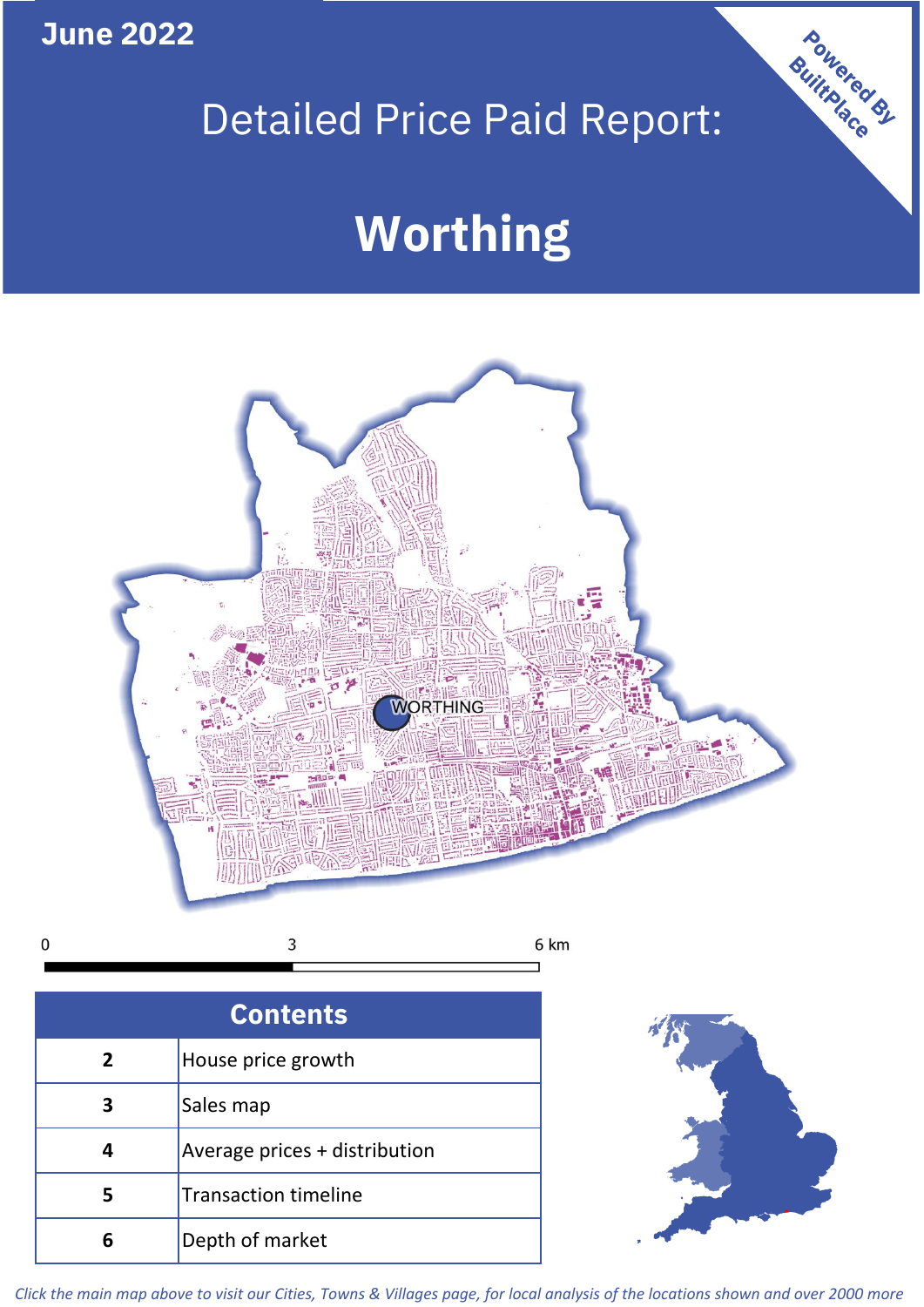June 2022

# Detailed Price Paid Report:

# Worthing

Powered By BuiltPlace

WORTHING

0 3 6 km

| Contents | |
|---|---|
| 2 | House price growth |
| 3 | Sales map |
| 4 | Average prices + distribution |
| 5 | Transaction timeline |
| 6 | Depth of market |

*Click the main map above to visit our Cities, Towns & Villages page, for local analysis of the locations shown and over 2000 more*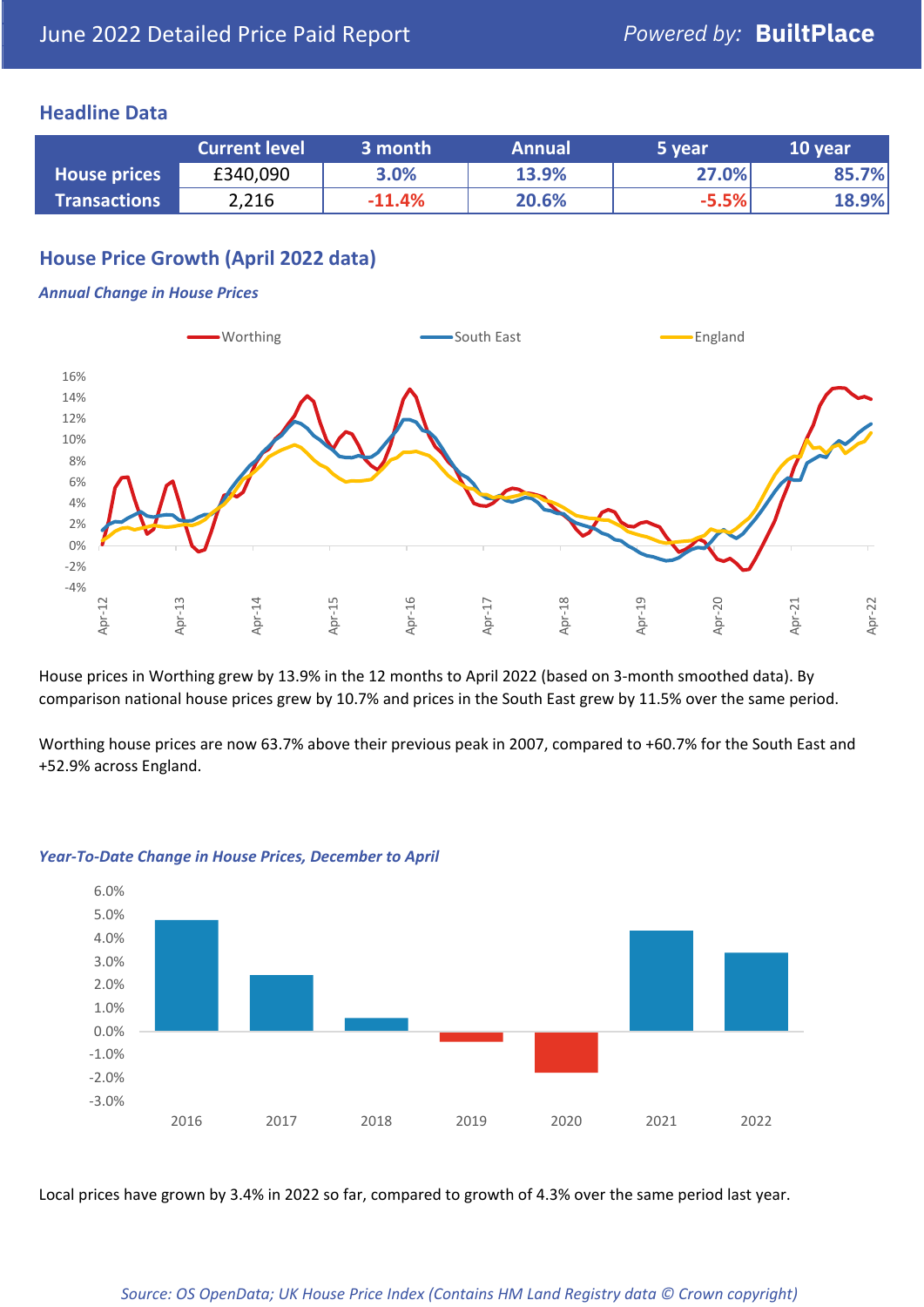June 2022 Detailed Price Paid Report

*Powered by:* **BuiltPlace**

## Headline Data

| | Current level | 3 month | Annual | 5 year | 10 year |
|---|---|---|---|---|---|
| **House prices** | £340,090 | 3.0% | 13.9% | 27.0% | 85.7% |
| **Transactions** | 2,216 | -11.4% | 20.6% | -5.5% | 18.9% |

## House Price Growth (April 2022 data)

***Annual Change in House Prices***

House prices in Worthing grew by 13.9% in the 12 months to April 2022 (based on 3-month smoothed data). By comparison national house prices grew by 10.7% and prices in the South East grew by 11.5% over the same period.

Worthing house prices are now 63.7% above their previous peak in 2007, compared to +60.7% for the South East and +52.9% across England.

***Year-To-Date Change in House Prices, December to April***

Local prices have grown by 3.4% in 2022 so far, compared to growth of 4.3% over the same period last year.

*Source: OS OpenData; UK House Price Index (Contains HM Land Registry data © Crown copyright)*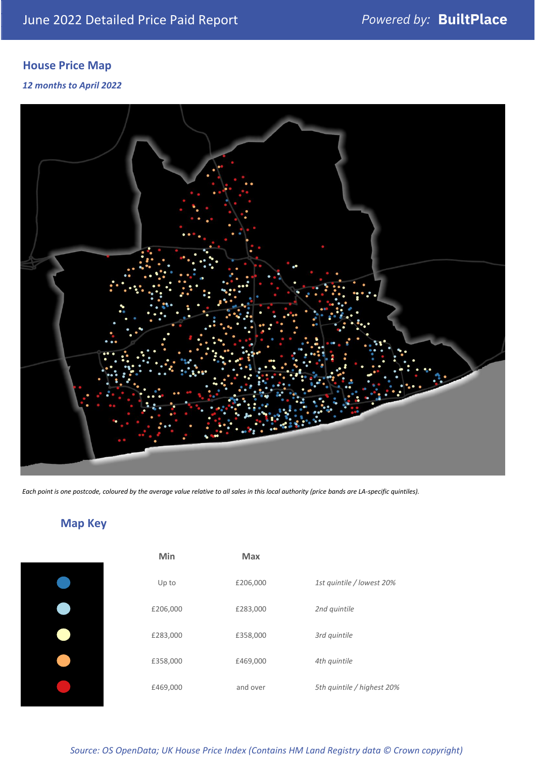## House Price Map

*12 months to April 2022*

*Each point is one postcode, coloured by the average value relative to all sales in this local authority (price bands are LA-specific quintiles).*

## Map Key

| | Min | Max | |
|---|---|---|---|
| Dark blue | Up to | £206,000 | *1st quintile / lowest 20%* |
| Light blue | £206,000 | £283,000 | *2nd quintile* |
| Pale yellow | £283,000 | £358,000 | *3rd quintile* |
| Orange | £358,000 | £469,000 | *4th quintile* |
| Red | £469,000 | and over | *5th quintile / highest 20%* |

*Source: OS OpenData; UK House Price Index (Contains HM Land Registry data © Crown copyright)*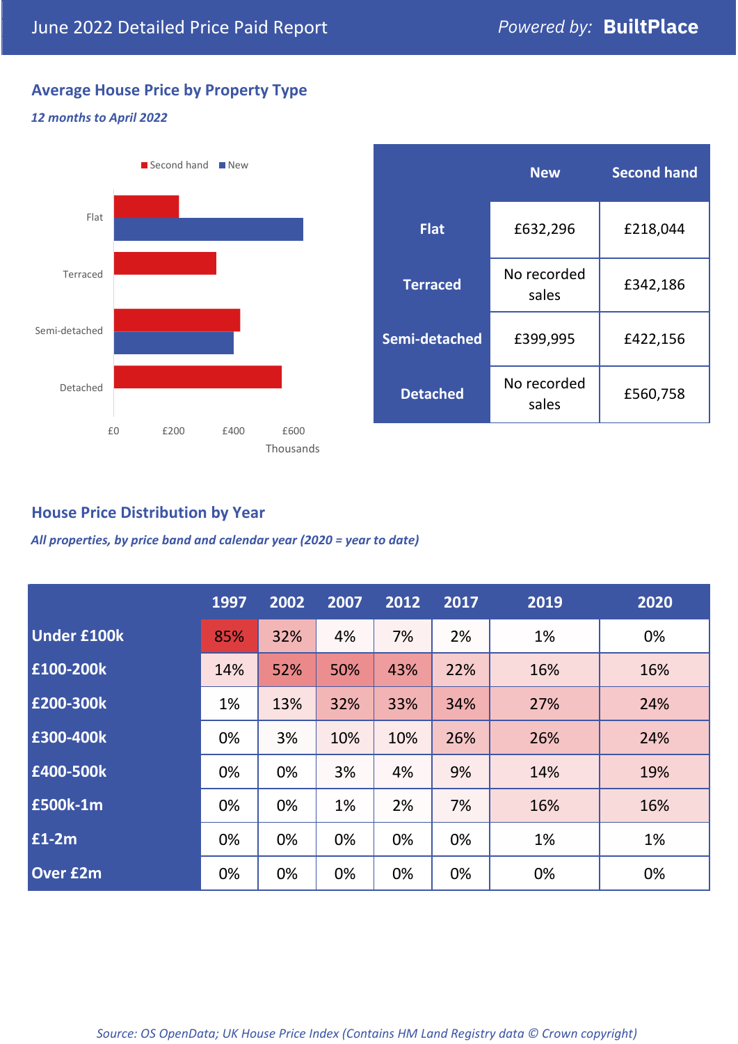June 2022 Detailed Price Paid Report

*Powered by:* **BuiltPlace**

## Average House Price by Property Type

***12 months to April 2022***

Second hand · New

Flat, Terraced, Semi-detached, Detached

£0 £200 £400 £600

Thousands

| | New | Second hand |
|---|---|---|
| **Flat** | £632,296 | £218,044 |
| **Terraced** | No recorded sales | £342,186 |
| **Semi-detached** | £399,995 | £422,156 |
| **Detached** | No recorded sales | £560,758 |

## House Price Distribution by Year

***All properties, by price band and calendar year (2020 = year to date)***

| | 1997 | 2002 | 2007 | 2012 | 2017 | 2019 | 2020 |
|---|---|---|---|---|---|---|---|
| **Under £100k** | 85% | 32% | 4% | 7% | 2% | 1% | 0% |
| **£100-200k** | 14% | 52% | 50% | 43% | 22% | 16% | 16% |
| **£200-300k** | 1% | 13% | 32% | 33% | 34% | 27% | 24% |
| **£300-400k** | 0% | 3% | 10% | 10% | 26% | 26% | 24% |
| **£400-500k** | 0% | 0% | 3% | 4% | 9% | 14% | 19% |
| **£500k-1m** | 0% | 0% | 1% | 2% | 7% | 16% | 16% |
| **£1-2m** | 0% | 0% | 0% | 0% | 0% | 1% | 1% |
| **Over £2m** | 0% | 0% | 0% | 0% | 0% | 0% | 0% |

*Source: OS OpenData; UK House Price Index (Contains HM Land Registry data © Crown copyright)*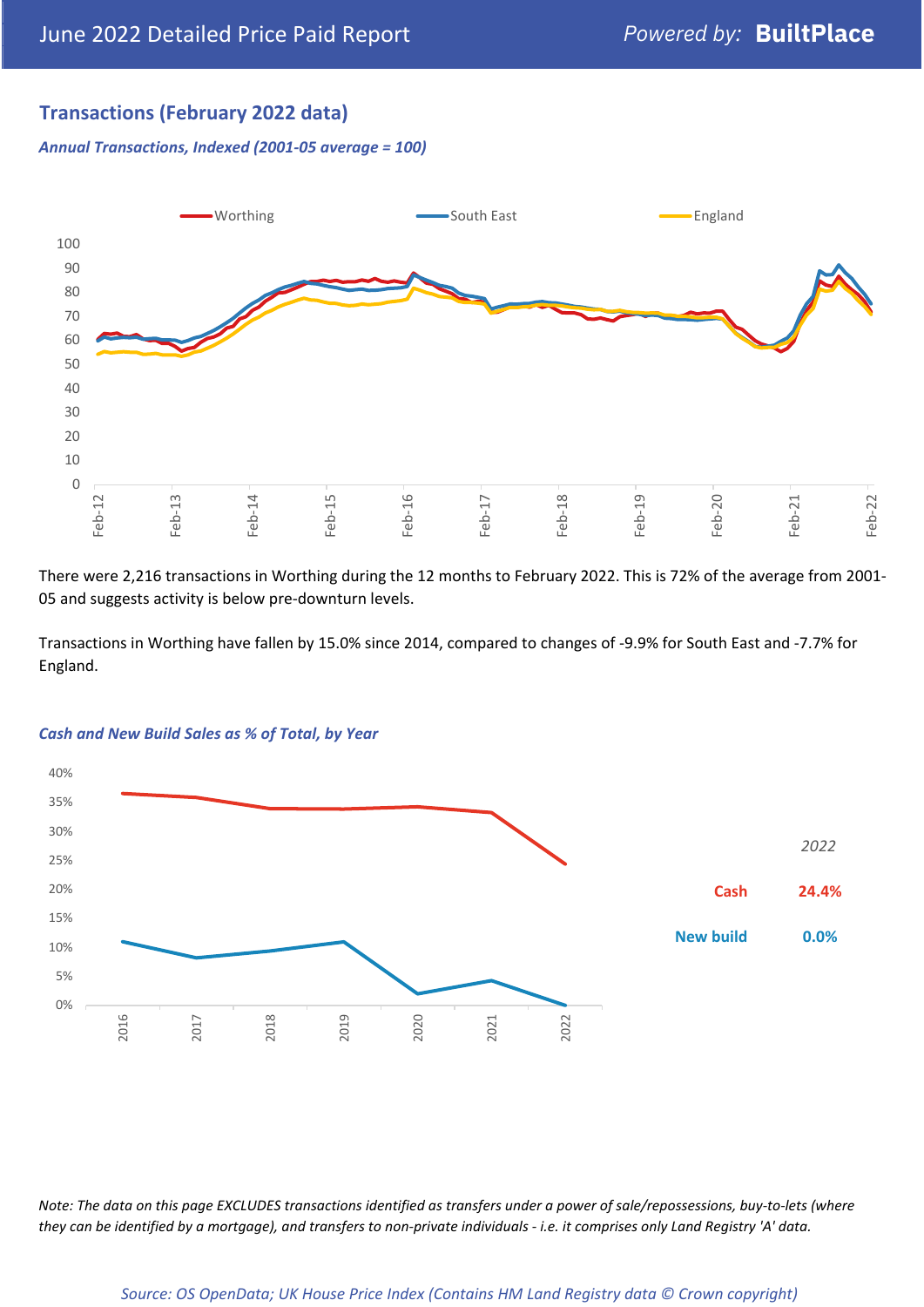## Transactions (February 2022 data)

*Annual Transactions, Indexed (2001-05 average = 100)*

There were 2,216 transactions in Worthing during the 12 months to February 2022. This is 72% of the average from 2001-05 and suggests activity is below pre-downturn levels.

Transactions in Worthing have fallen by 15.0% since 2014, compared to changes of -9.9% for South East and -7.7% for England.

*Cash and New Build Sales as % of Total, by Year*

| 2022 | |
|---|---|
| Cash | 24.4% |
| New build | 0.0% |

*Note: The data on this page EXCLUDES transactions identified as transfers under a power of sale/repossessions, buy-to-lets (where they can be identified by a mortgage), and transfers to non-private individuals - i.e. it comprises only Land Registry 'A' data.*

*Source: OS OpenData; UK House Price Index (Contains HM Land Registry data © Crown copyright)*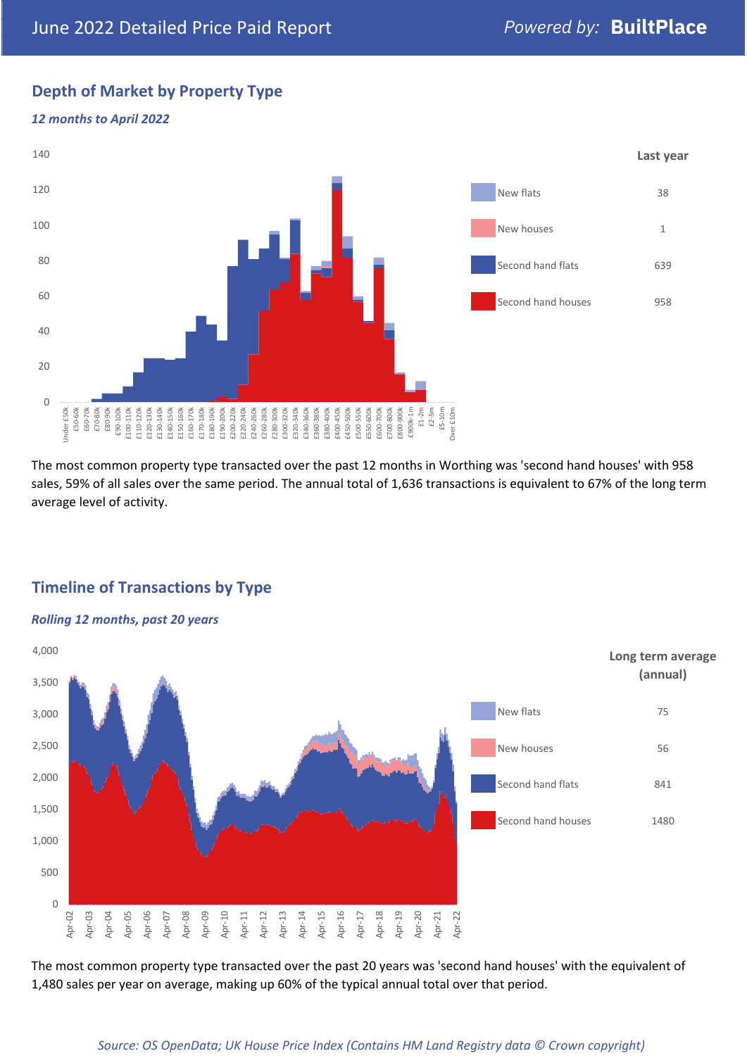June 2022 Detailed Price Paid Report

Powered by: **BuiltPlace**

## Depth of Market by Property Type

### *12 months to April 2022*

140
120
100
80
60
40
20
0

Under £50k, £50-60k, £60-70k, £70-80k, £80-90k, £90-100k, £100-110k, £110-120k, £120-130k, £130-140k, £140-150k, £150-160k, £160-170k, £170-180k, £180-190k, £190-200k, £200-220k, £220-240k, £240-260k, £260-280k, £280-300k, £300-320k, £320-340k, £340-360k, £360-380k, £380-400k, £400-450k, £450-500k, £500-550k, £550-600k, £600-700k, £700-800k, £800-900k, £900k-1m, £1-2m, £2-5m, £5-10m, Over £10m

Last year

New flats 38

New houses 1

Second hand flats 639

Second hand houses 958

The most common property type transacted over the past 12 months in Worthing was 'second hand houses' with 958 sales, 59% of all sales over the same period. The annual total of 1,636 transactions is equivalent to 67% of the long term average level of activity.

## Timeline of Transactions by Type

### *Rolling 12 months, past 20 years*

4,000
3,500
3,000
2,500
2,000
1,500
1,000
500
0

Apr-02, Apr-03, Apr-04, Apr-05, Apr-06, Apr-07, Apr-08, Apr-09, Apr-10, Apr-11, Apr-12, Apr-13, Apr-14, Apr-15, Apr-16, Apr-17, Apr-18, Apr-19, Apr-20, Apr-21, Apr-22

Long term average (annual)

New flats 75

New houses 56

Second hand flats 841

Second hand houses 1480

The most common property type transacted over the past 20 years was 'second hand houses' with the equivalent of 1,480 sales per year on average, making up 60% of the typical annual total over that period.

*Source: OS OpenData; UK House Price Index (Contains HM Land Registry data © Crown copyright)*